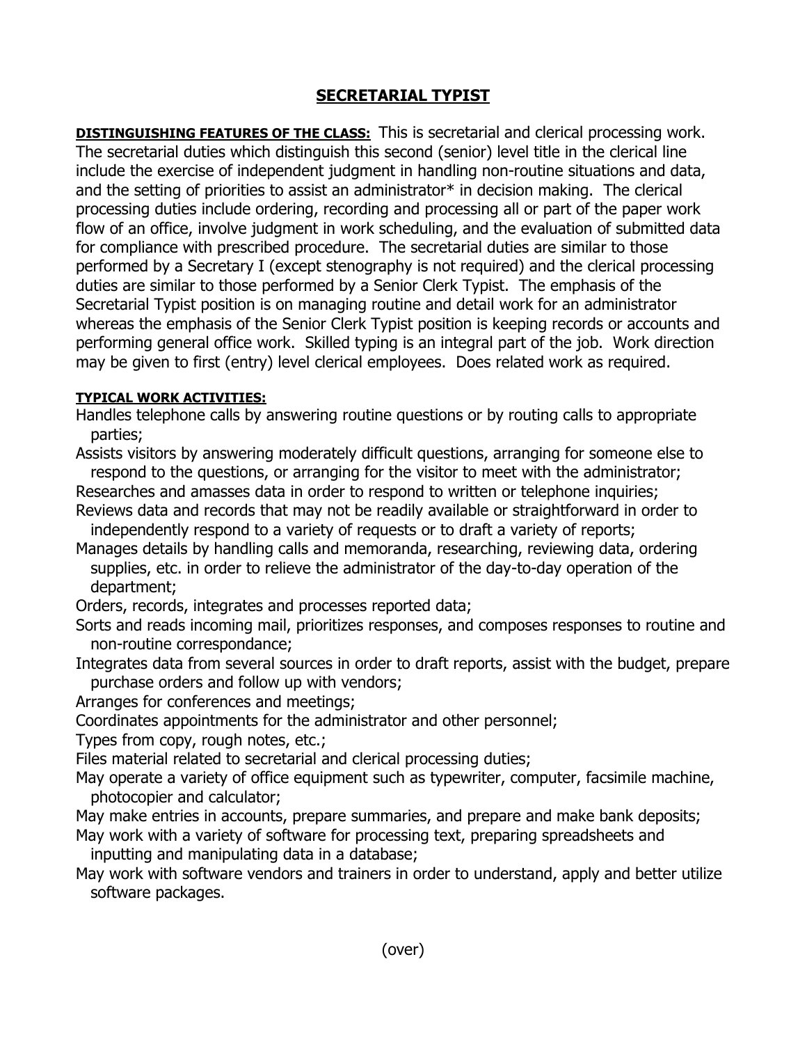# SECRETARIAL TYPIST

**DISTINGUISHING FEATURES OF THE CLASS:** This is secretarial and clerical processing work. The secretarial duties which distinguish this second (senior) level title in the clerical line include the exercise of independent judgment in handling non-routine situations and data, and the setting of priorities to assist an administrator* in decision making. The clerical processing duties include ordering, recording and processing all or part of the paper work flow of an office, involve judgment in work scheduling, and the evaluation of submitted data for compliance with prescribed procedure. The secretarial duties are similar to those performed by a Secretary I (except stenography is not required) and the clerical processing duties are similar to those performed by a Senior Clerk Typist. The emphasis of the Secretarial Typist position is on managing routine and detail work for an administrator whereas the emphasis of the Senior Clerk Typist position is keeping records or accounts and performing general office work. Skilled typing is an integral part of the job. Work direction may be given to first (entry) level clerical employees. Does related work as required.

**TYPICAL WORK ACTIVITIES:**

Handles telephone calls by answering routine questions or by routing calls to appropriate parties;

Assists visitors by answering moderately difficult questions, arranging for someone else to respond to the questions, or arranging for the visitor to meet with the administrator;

Researches and amasses data in order to respond to written or telephone inquiries;

Reviews data and records that may not be readily available or straightforward in order to independently respond to a variety of requests or to draft a variety of reports;

Manages details by handling calls and memoranda, researching, reviewing data, ordering supplies, etc. in order to relieve the administrator of the day-to-day operation of the department;

Orders, records, integrates and processes reported data;

Sorts and reads incoming mail, prioritizes responses, and composes responses to routine and non-routine correspondance;

Integrates data from several sources in order to draft reports, assist with the budget, prepare purchase orders and follow up with vendors;

Arranges for conferences and meetings;

Coordinates appointments for the administrator and other personnel;

Types from copy, rough notes, etc.;

Files material related to secretarial and clerical processing duties;

May operate a variety of office equipment such as typewriter, computer, facsimile machine, photocopier and calculator;

May make entries in accounts, prepare summaries, and prepare and make bank deposits;

May work with a variety of software for processing text, preparing spreadsheets and inputting and manipulating data in a database;

May work with software vendors and trainers in order to understand, apply and better utilize software packages.

(over)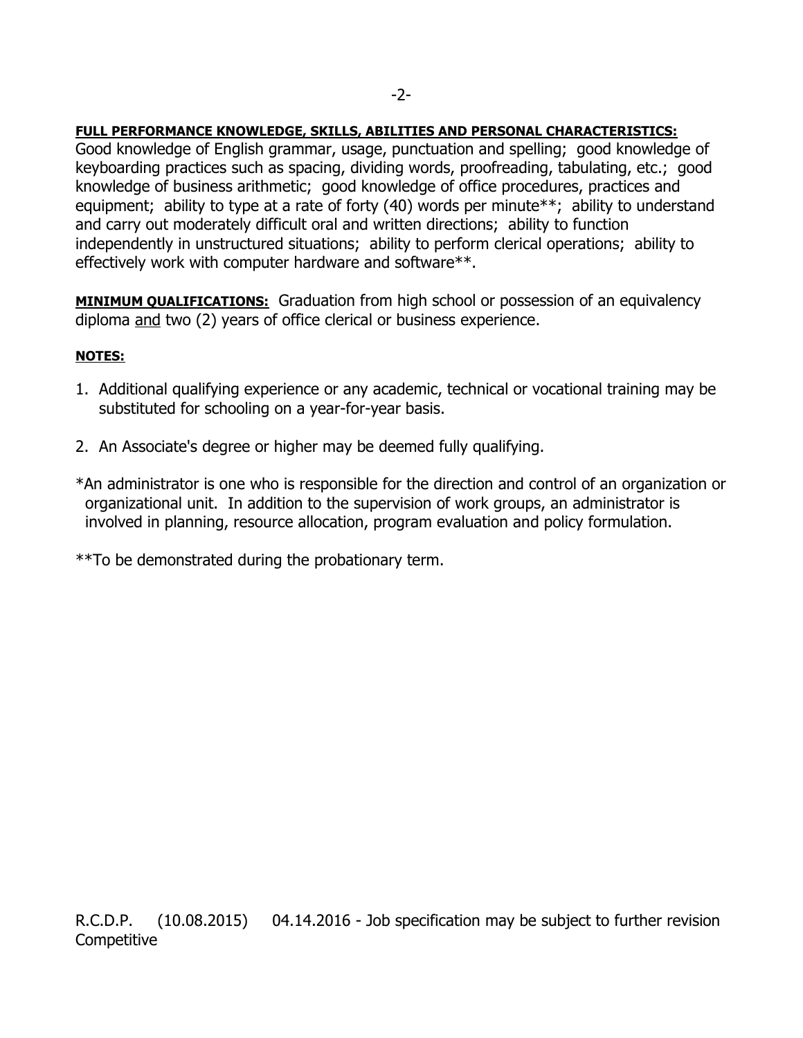**FULL PERFORMANCE KNOWLEDGE, SKILLS, ABILITIES AND PERSONAL CHARACTERISTICS:** Good knowledge of English grammar, usage, punctuation and spelling; good knowledge of keyboarding practices such as spacing, dividing words, proofreading, tabulating, etc.; good knowledge of business arithmetic; good knowledge of office procedures, practices and equipment; ability to type at a rate of forty (40) words per minute**; ability to understand and carry out moderately difficult oral and written directions; ability to function independently in unstructured situations; ability to perform clerical operations; ability to effectively work with computer hardware and software**.

**MINIMUM QUALIFICATIONS:** Graduation from high school or possession of an equivalency diploma <u>and</u> two (2) years of office clerical or business experience.

**NOTES:**

1. Additional qualifying experience or any academic, technical or vocational training may be substituted for schooling on a year-for-year basis.

2. An Associate's degree or higher may be deemed fully qualifying.

*An administrator is one who is responsible for the direction and control of an organization or organizational unit. In addition to the supervision of work groups, an administrator is involved in planning, resource allocation, program evaluation and policy formulation.

**To be demonstrated during the probationary term.

R.C.D.P. (10.08.2015) 04.14.2016 - Job specification may be subject to further revision
Competitive